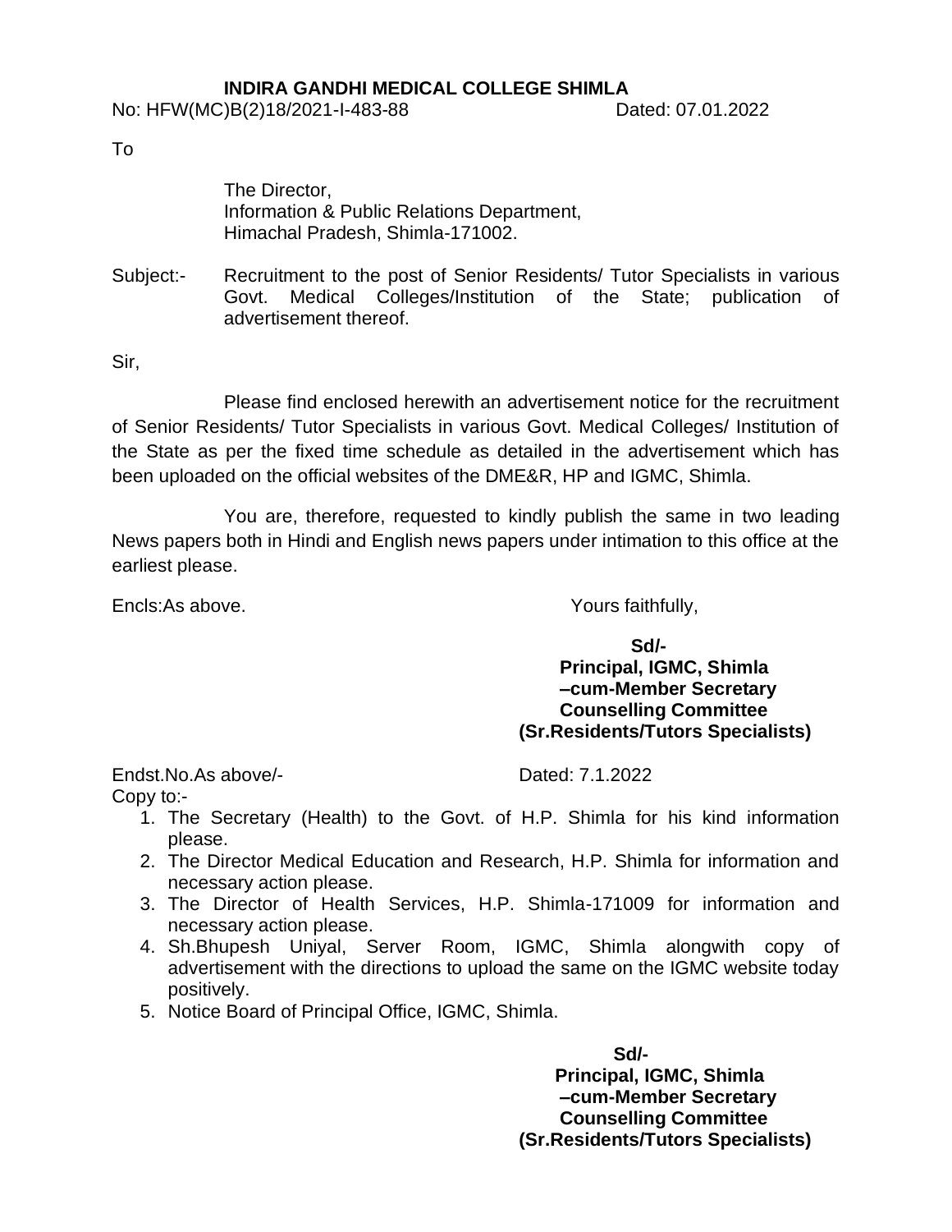**INDIRA GANDHI MEDICAL COLLEGE SHIMLA**

No: HFW(MC)B(2)18/2021-I-483-88 Dated: 07.01.2022

To

The Director,
Information & Public Relations Department,
Himachal Pradesh, Shimla-171002.

Subject:- Recruitment to the post of Senior Residents/ Tutor Specialists in various Govt. Medical Colleges/Institution of the State; publication of advertisement thereof.

Sir,

Please find enclosed herewith an advertisement notice for the recruitment of Senior Residents/ Tutor Specialists in various Govt. Medical Colleges/ Institution of the State as per the fixed time schedule as detailed in the advertisement which has been uploaded on the official websites of the DME&R, HP and IGMC, Shimla.

You are, therefore, requested to kindly publish the same in two leading News papers both in Hindi and English news papers under intimation to this office at the earliest please.

Encls:As above.

Yours faithfully,

**Sd/-**
**Principal, IGMC, Shimla**
**–cum-Member Secretary**
**Counselling Committee**
**(Sr.Residents/Tutors Specialists)**

Endst.No.As above/- Dated: 7.1.2022

Copy to:-

1. The Secretary (Health) to the Govt. of H.P. Shimla for his kind information please.
2. The Director Medical Education and Research, H.P. Shimla for information and necessary action please.
3. The Director of Health Services, H.P. Shimla-171009 for information and necessary action please.
4. Sh.Bhupesh Uniyal, Server Room, IGMC, Shimla alongwith copy of advertisement with the directions to upload the same on the IGMC website today positively.
5. Notice Board of Principal Office, IGMC, Shimla.

**Sd/-**
**Principal, IGMC, Shimla**
**–cum-Member Secretary**
**Counselling Committee**
**(Sr.Residents/Tutors Specialists)**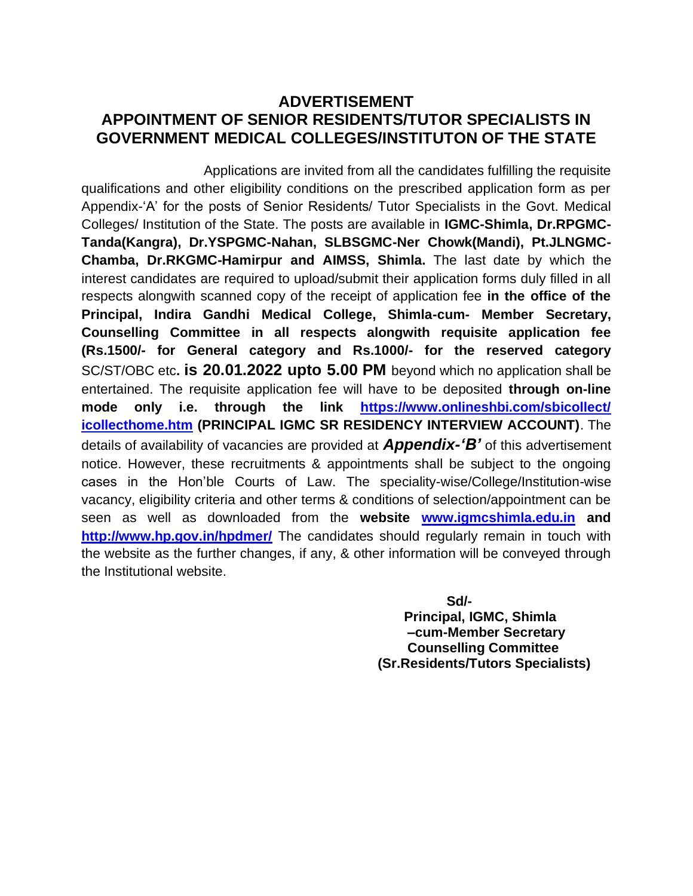# ADVERTISEMENT

## APPOINTMENT OF SENIOR RESIDENTS/TUTOR SPECIALISTS IN GOVERNMENT MEDICAL COLLEGES/INSTITUTON OF THE STATE

Applications are invited from all the candidates fulfilling the requisite qualifications and other eligibility conditions on the prescribed application form as per Appendix-'A' for the posts of Senior Residents/ Tutor Specialists in the Govt. Medical Colleges/ Institution of the State. The posts are available in **IGMC-Shimla, Dr.RPGMC-Tanda(Kangra), Dr.YSPGMC-Nahan, SLBSGMC-Ner Chowk(Mandi), Pt.JLNGMC-Chamba, Dr.RKGMC-Hamirpur and AIMSS, Shimla.** The last date by which the interest candidates are required to upload/submit their application forms duly filled in all respects alongwith scanned copy of the receipt of application fee **in the office of the Principal, Indira Gandhi Medical College, Shimla-cum- Member Secretary, Counselling Committee in all respects alongwith requisite application fee (Rs.1500/- for General category and Rs.1000/- for the reserved category** SC/ST/OBC etc**. is 20.01.2022 upto 5.00 PM** beyond which no application shall be entertained. The requisite application fee will have to be deposited **through on-line mode only i.e. through the link [https://www.onlineshbi.com/sbicollect/icollecthome.htm](https://www.onlineshbi.com/sbicollect/icollecthome.htm) (PRINCIPAL IGMC SR RESIDENCY INTERVIEW ACCOUNT)**. The details of availability of vacancies are provided at ***Appendix-'B'*** of this advertisement notice. However, these recruitments & appointments shall be subject to the ongoing cases in the Hon'ble Courts of Law. The speciality-wise/College/Institution-wise vacancy, eligibility criteria and other terms & conditions of selection/appointment can be seen as well as downloaded from the **website [www.igmcshimla.edu.in](www.igmcshimla.edu.in) and [http://www.hp.gov.in/hpdmer/](http://www.hp.gov.in/hpdmer/)** The candidates should regularly remain in touch with the website as the further changes, if any, & other information will be conveyed through the Institutional website.

**Sd/-**
**Principal, IGMC, Shimla**
**–cum-Member Secretary**
**Counselling Committee**
**(Sr.Residents/Tutors Specialists)**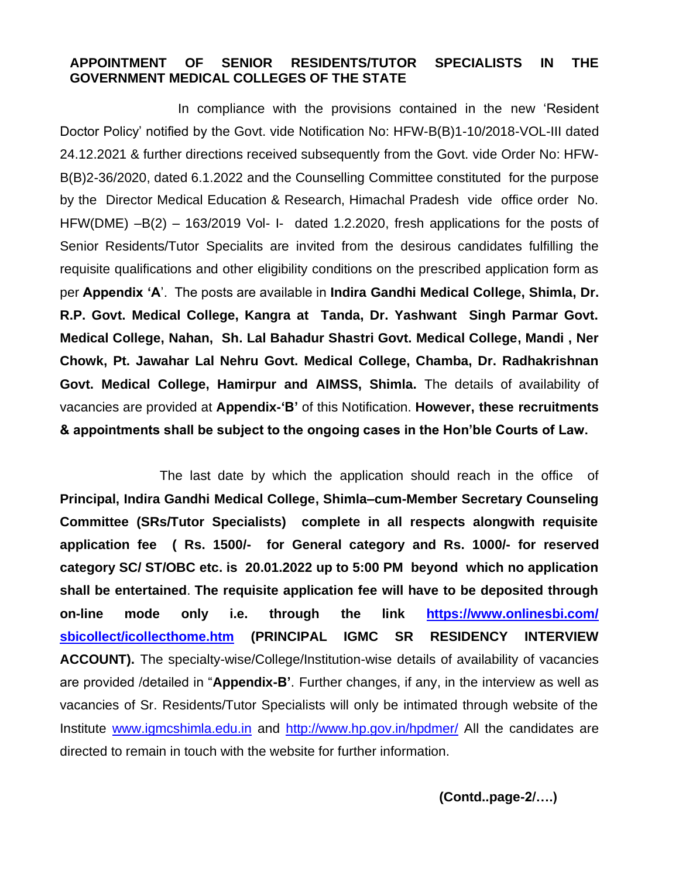**APPOINTMENT OF SENIOR RESIDENTS/TUTOR SPECIALISTS IN THE GOVERNMENT MEDICAL COLLEGES OF THE STATE**

In compliance with the provisions contained in the new 'Resident Doctor Policy' notified by the Govt. vide Notification No: HFW-B(B)1-10/2018-VOL-III dated 24.12.2021 & further directions received subsequently from the Govt. vide Order No: HFW-B(B)2-36/2020, dated 6.1.2022 and the Counselling Committee constituted for the purpose by the Director Medical Education & Research, Himachal Pradesh vide office order No. HFW(DME) –B(2) – 163/2019 Vol- I- dated 1.2.2020, fresh applications for the posts of Senior Residents/Tutor Specialits are invited from the desirous candidates fulfilling the requisite qualifications and other eligibility conditions on the prescribed application form as per **Appendix 'A**'. The posts are available in **Indira Gandhi Medical College, Shimla, Dr. R.P. Govt. Medical College, Kangra at Tanda, Dr. Yashwant Singh Parmar Govt. Medical College, Nahan, Sh. Lal Bahadur Shastri Govt. Medical College, Mandi , Ner Chowk, Pt. Jawahar Lal Nehru Govt. Medical College, Chamba, Dr. Radhakrishnan Govt. Medical College, Hamirpur and AIMSS, Shimla.** The details of availability of vacancies are provided at **Appendix-'B'** of this Notification. **However, these recruitments & appointments shall be subject to the ongoing cases in the Hon'ble Courts of Law.**

The last date by which the application should reach in the office of **Principal, Indira Gandhi Medical College, Shimla–cum-Member Secretary Counseling Committee (SRs/Tutor Specialists) complete in all respects alongwith requisite application fee ( Rs. 1500/- for General category and Rs. 1000/- for reserved category SC/ ST/OBC etc. is 20.01.2022 up to 5:00 PM beyond which no application shall be entertained**. **The requisite application fee will have to be deposited through on-line mode only i.e. through the link [https://www.onlinesbi.com/sbicollect/icollecthome.htm](https://www.onlinesbi.com/sbicollect/icollecthome.htm) (PRINCIPAL IGMC SR RESIDENCY INTERVIEW ACCOUNT).** The specialty-wise/College/Institution-wise details of availability of vacancies are provided /detailed in "**Appendix-B'**. Further changes, if any, in the interview as well as vacancies of Sr. Residents/Tutor Specialists will only be intimated through website of the Institute [www.igmcshimla.edu.in](http://www.igmcshimla.edu.in) and [http://www.hp.gov.in/hpdmer/](http://www.hp.gov.in/hpdmer/) All the candidates are directed to remain in touch with the website for further information.

**(Contd..page-2/….)**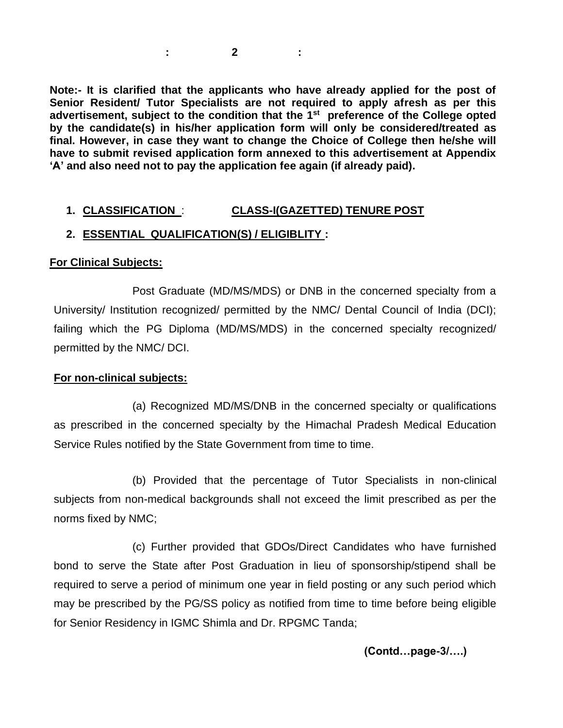**Note:- It is clarified that the applicants who have already applied for the post of Senior Resident/ Tutor Specialists are not required to apply afresh as per this advertisement, subject to the condition that the 1st preference of the College opted by the candidate(s) in his/her application form will only be considered/treated as final. However, in case they want to change the Choice of College then he/she will have to submit revised application form annexed to this advertisement at Appendix 'A' and also need not to pay the application fee again (if already paid).**

1. **CLASSIFICATION** : **CLASS-I(GAZETTED) TENURE POST**
2. **ESSENTIAL QUALIFICATION(S) / ELIGIBLITY :**

**For Clinical Subjects:**

Post Graduate (MD/MS/MDS) or DNB in the concerned specialty from a University/ Institution recognized/ permitted by the NMC/ Dental Council of India (DCI); failing which the PG Diploma (MD/MS/MDS) in the concerned specialty recognized/ permitted by the NMC/ DCI.

**For non-clinical subjects:**

(a) Recognized MD/MS/DNB in the concerned specialty or qualifications as prescribed in the concerned specialty by the Himachal Pradesh Medical Education Service Rules notified by the State Government from time to time.

(b) Provided that the percentage of Tutor Specialists in non-clinical subjects from non-medical backgrounds shall not exceed the limit prescribed as per the norms fixed by NMC;

(c) Further provided that GDOs/Direct Candidates who have furnished bond to serve the State after Post Graduation in lieu of sponsorship/stipend shall be required to serve a period of minimum one year in field posting or any such period which may be prescribed by the PG/SS policy as notified from time to time before being eligible for Senior Residency in IGMC Shimla and Dr. RPGMC Tanda;

**(Contd…page-3/….)**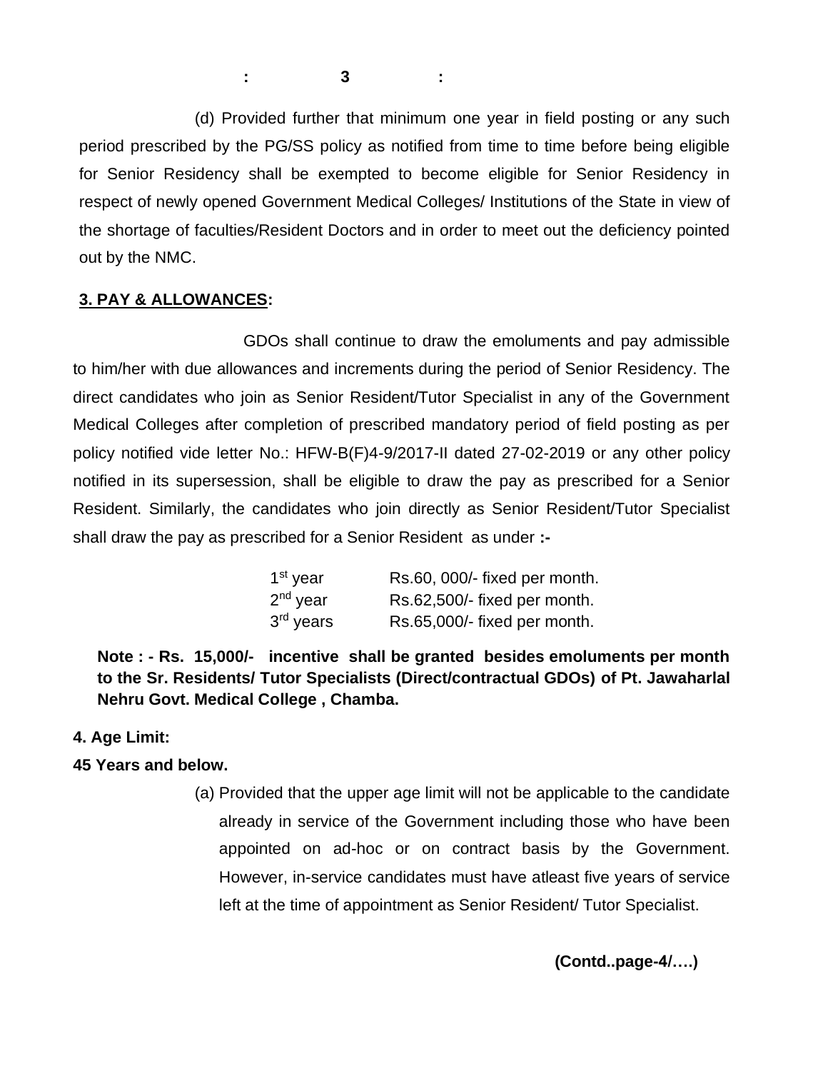(d) Provided further that minimum one year in field posting or any such period prescribed by the PG/SS policy as notified from time to time before being eligible for Senior Residency shall be exempted to become eligible for Senior Residency in respect of newly opened Government Medical Colleges/ Institutions of the State in view of the shortage of faculties/Resident Doctors and in order to meet out the deficiency pointed out by the NMC.

**3. PAY & ALLOWANCES:**

GDOs shall continue to draw the emoluments and pay admissible to him/her with due allowances and increments during the period of Senior Residency. The direct candidates who join as Senior Resident/Tutor Specialist in any of the Government Medical Colleges after completion of prescribed mandatory period of field posting as per policy notified vide letter No.: HFW-B(F)4-9/2017-II dated 27-02-2019 or any other policy notified in its supersession, shall be eligible to draw the pay as prescribed for a Senior Resident. Similarly, the candidates who join directly as Senior Resident/Tutor Specialist shall draw the pay as prescribed for a Senior Resident as under **:-**

| | |
|---|---|
| 1st year | Rs.60, 000/- fixed per month. |
| 2nd year | Rs.62,500/- fixed per month. |
| 3rd years | Rs.65,000/- fixed per month. |

**Note : - Rs. 15,000/- incentive shall be granted besides emoluments per month to the Sr. Residents/ Tutor Specialists (Direct/contractual GDOs) of Pt. Jawaharlal Nehru Govt. Medical College , Chamba.**

**4. Age Limit:**

**45 Years and below.**

(a) Provided that the upper age limit will not be applicable to the candidate already in service of the Government including those who have been appointed on ad-hoc or on contract basis by the Government. However, in-service candidates must have atleast five years of service left at the time of appointment as Senior Resident/ Tutor Specialist.

**(Contd..page-4/….)**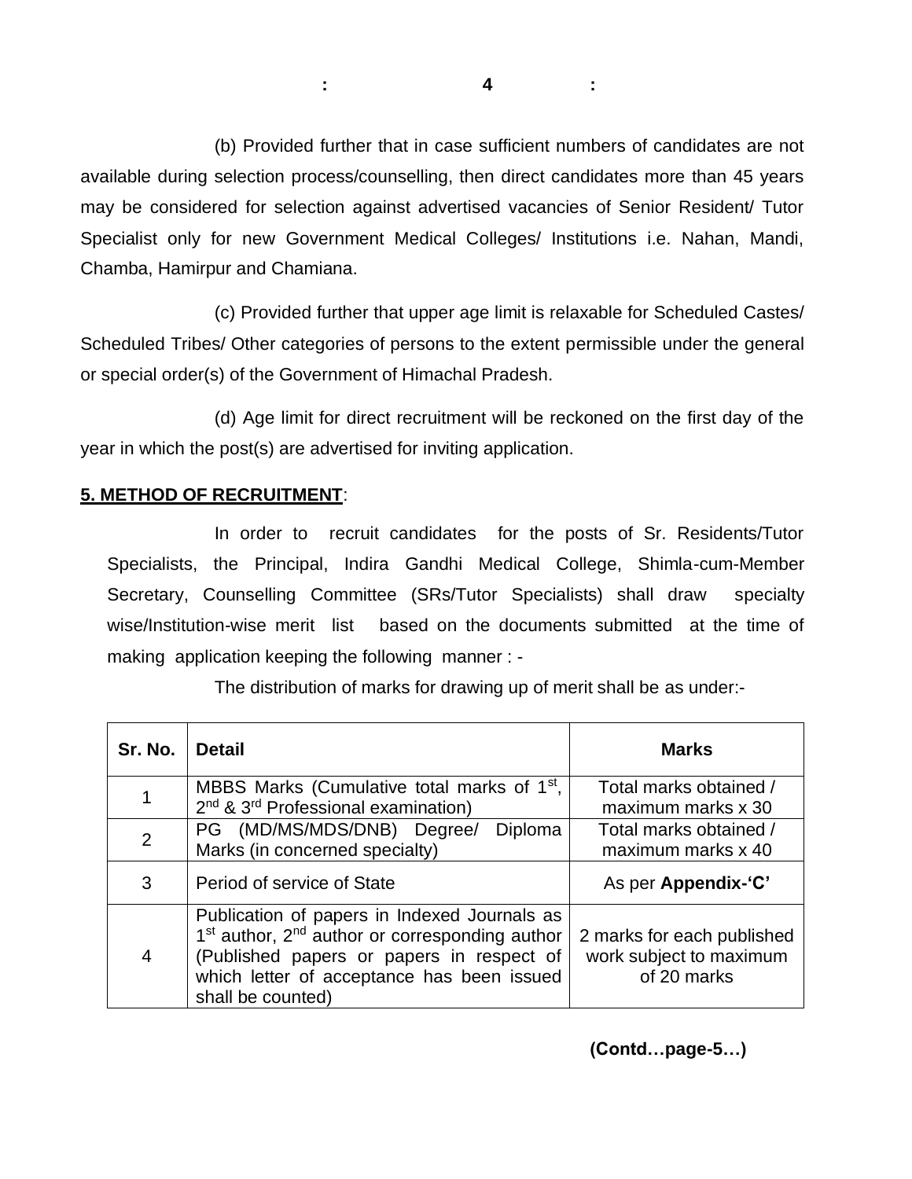(b) Provided further that in case sufficient numbers of candidates are not available during selection process/counselling, then direct candidates more than 45 years may be considered for selection against advertised vacancies of Senior Resident/ Tutor Specialist only for new Government Medical Colleges/ Institutions i.e. Nahan, Mandi, Chamba, Hamirpur and Chamiana.

(c) Provided further that upper age limit is relaxable for Scheduled Castes/ Scheduled Tribes/ Other categories of persons to the extent permissible under the general or special order(s) of the Government of Himachal Pradesh.

(d) Age limit for direct recruitment will be reckoned on the first day of the year in which the post(s) are advertised for inviting application.

**5. METHOD OF RECRUITMENT**:

In order to recruit candidates for the posts of Sr. Residents/Tutor Specialists, the Principal, Indira Gandhi Medical College, Shimla-cum-Member Secretary, Counselling Committee (SRs/Tutor Specialists) shall draw specialty wise/Institution-wise merit list based on the documents submitted at the time of making application keeping the following manner : -

The distribution of marks for drawing up of merit shall be as under:-

| Sr. No. | Detail | Marks |
|---|---|---|
| 1 | MBBS Marks (Cumulative total marks of 1st, 2nd & 3rd Professional examination) | Total marks obtained / maximum marks x 30 |
| 2 | PG (MD/MS/MDS/DNB) Degree/ Diploma Marks (in concerned specialty) | Total marks obtained / maximum marks x 40 |
| 3 | Period of service of State | As per **Appendix-'C'** |
| 4 | Publication of papers in Indexed Journals as 1st author, 2nd author or corresponding author (Published papers or papers in respect of which letter of acceptance has been issued shall be counted) | 2 marks for each published work subject to maximum of 20 marks |

**(Contd…page-5…)**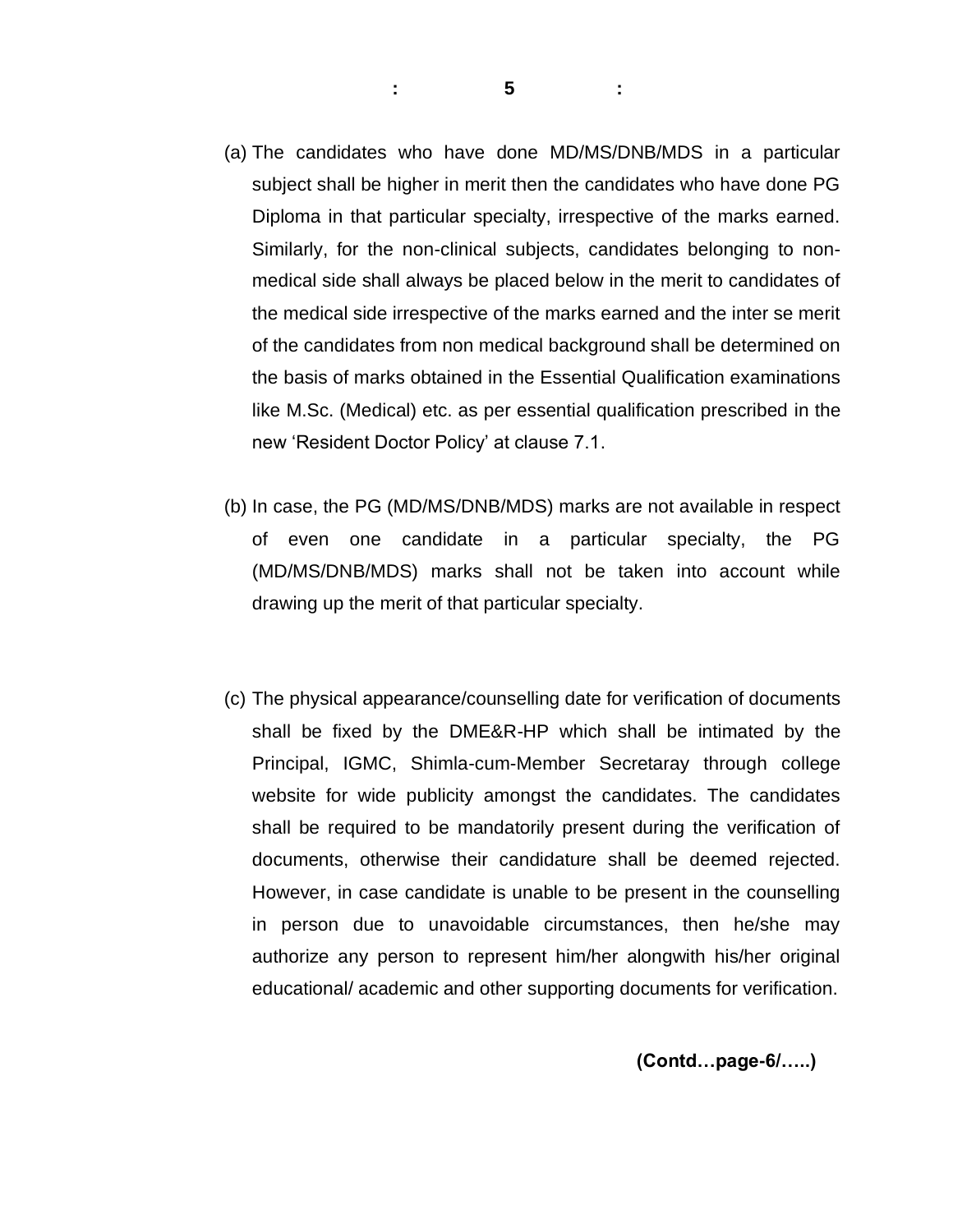(a) The candidates who have done MD/MS/DNB/MDS in a particular subject shall be higher in merit then the candidates who have done PG Diploma in that particular specialty, irrespective of the marks earned. Similarly, for the non-clinical subjects, candidates belonging to non-medical side shall always be placed below in the merit to candidates of the medical side irrespective of the marks earned and the inter se merit of the candidates from non medical background shall be determined on the basis of marks obtained in the Essential Qualification examinations like M.Sc. (Medical) etc. as per essential qualification prescribed in the new 'Resident Doctor Policy' at clause 7.1.

(b) In case, the PG (MD/MS/DNB/MDS) marks are not available in respect of even one candidate in a particular specialty, the PG (MD/MS/DNB/MDS) marks shall not be taken into account while drawing up the merit of that particular specialty.

(c) The physical appearance/counselling date for verification of documents shall be fixed by the DME&R-HP which shall be intimated by the Principal, IGMC, Shimla-cum-Member Secretaray through college website for wide publicity amongst the candidates. The candidates shall be required to be mandatorily present during the verification of documents, otherwise their candidature shall be deemed rejected. However, in case candidate is unable to be present in the counselling in person due to unavoidable circumstances, then he/she may authorize any person to represent him/her alongwith his/her original educational/ academic and other supporting documents for verification.

**(Contd…page-6/…..)**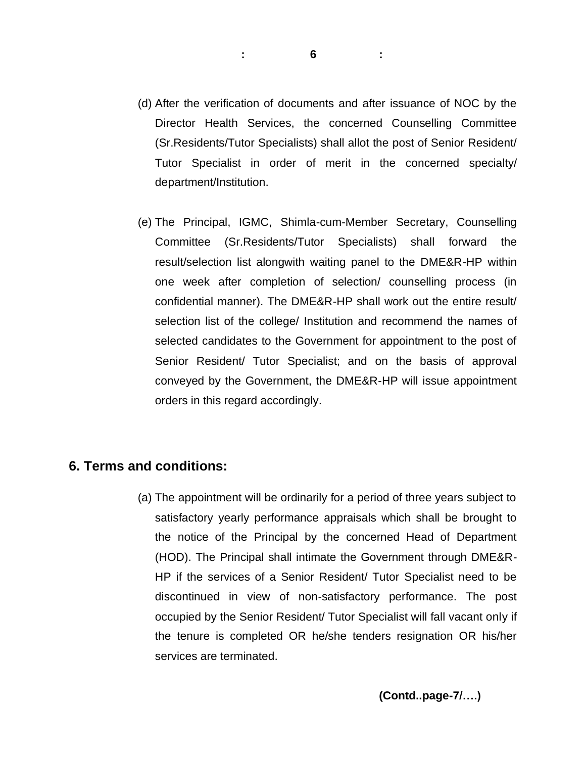(d) After the verification of documents and after issuance of NOC by the Director Health Services, the concerned Counselling Committee (Sr.Residents/Tutor Specialists) shall allot the post of Senior Resident/ Tutor Specialist in order of merit in the concerned specialty/ department/Institution.

(e) The Principal, IGMC, Shimla-cum-Member Secretary, Counselling Committee (Sr.Residents/Tutor Specialists) shall forward the result/selection list alongwith waiting panel to the DME&R-HP within one week after completion of selection/ counselling process (in confidential manner). The DME&R-HP shall work out the entire result/ selection list of the college/ Institution and recommend the names of selected candidates to the Government for appointment to the post of Senior Resident/ Tutor Specialist; and on the basis of approval conveyed by the Government, the DME&R-HP will issue appointment orders in this regard accordingly.

## 6. Terms and conditions:

(a) The appointment will be ordinarily for a period of three years subject to satisfactory yearly performance appraisals which shall be brought to the notice of the Principal by the concerned Head of Department (HOD). The Principal shall intimate the Government through DME&R-HP if the services of a Senior Resident/ Tutor Specialist need to be discontinued in view of non-satisfactory performance. The post occupied by the Senior Resident/ Tutor Specialist will fall vacant only if the tenure is completed OR he/she tenders resignation OR his/her services are terminated.

**(Contd..page-7/….)**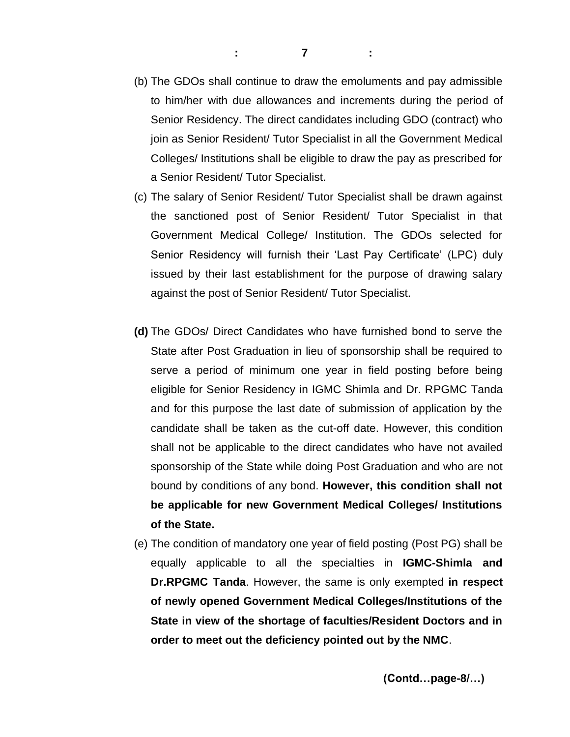(b) The GDOs shall continue to draw the emoluments and pay admissible to him/her with due allowances and increments during the period of Senior Residency. The direct candidates including GDO (contract) who join as Senior Resident/ Tutor Specialist in all the Government Medical Colleges/ Institutions shall be eligible to draw the pay as prescribed for a Senior Resident/ Tutor Specialist.

(c) The salary of Senior Resident/ Tutor Specialist shall be drawn against the sanctioned post of Senior Resident/ Tutor Specialist in that Government Medical College/ Institution. The GDOs selected for Senior Residency will furnish their 'Last Pay Certificate' (LPC) duly issued by their last establishment for the purpose of drawing salary against the post of Senior Resident/ Tutor Specialist.

**(d)** The GDOs/ Direct Candidates who have furnished bond to serve the State after Post Graduation in lieu of sponsorship shall be required to serve a period of minimum one year in field posting before being eligible for Senior Residency in IGMC Shimla and Dr. RPGMC Tanda and for this purpose the last date of submission of application by the candidate shall be taken as the cut-off date. However, this condition shall not be applicable to the direct candidates who have not availed sponsorship of the State while doing Post Graduation and who are not bound by conditions of any bond. **However, this condition shall not be applicable for new Government Medical Colleges/ Institutions of the State.**

(e) The condition of mandatory one year of field posting (Post PG) shall be equally applicable to all the specialties in **IGMC-Shimla and Dr.RPGMC Tanda**. However, the same is only exempted **in respect of newly opened Government Medical Colleges/Institutions of the State in view of the shortage of faculties/Resident Doctors and in order to meet out the deficiency pointed out by the NMC**.

**(Contd…page-8/…)**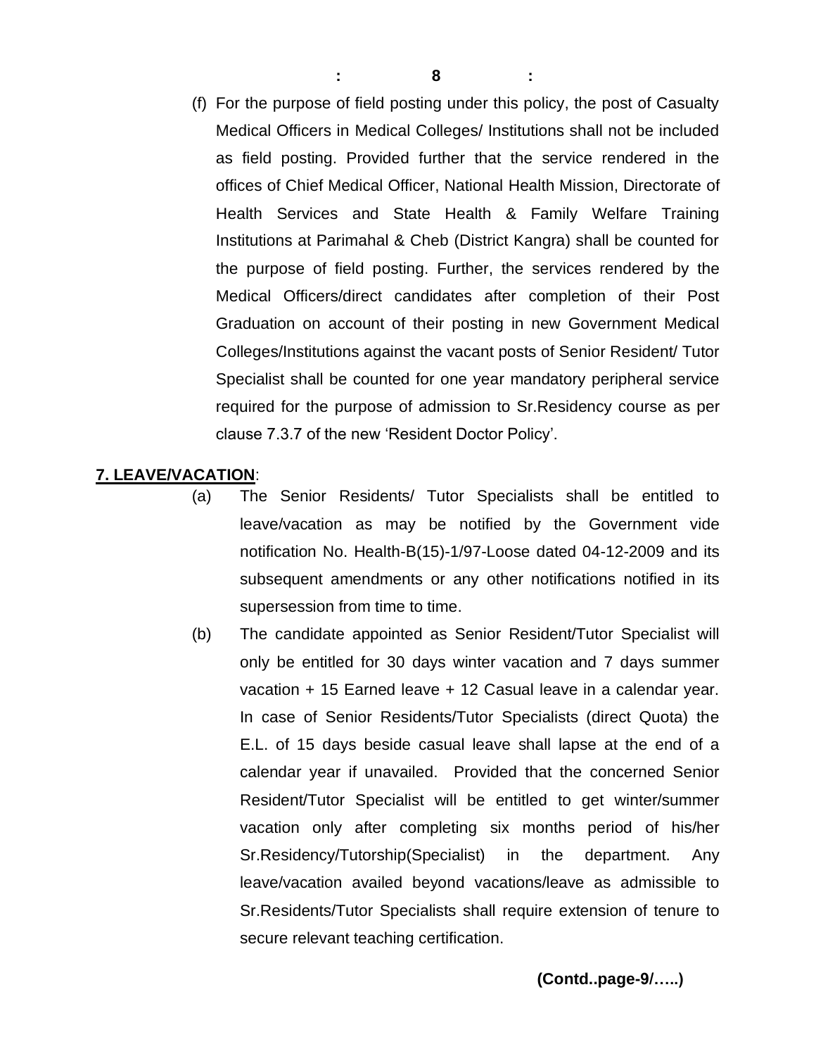(f) For the purpose of field posting under this policy, the post of Casualty Medical Officers in Medical Colleges/ Institutions shall not be included as field posting. Provided further that the service rendered in the offices of Chief Medical Officer, National Health Mission, Directorate of Health Services and State Health & Family Welfare Training Institutions at Parimahal & Cheb (District Kangra) shall be counted for the purpose of field posting. Further, the services rendered by the Medical Officers/direct candidates after completion of their Post Graduation on account of their posting in new Government Medical Colleges/Institutions against the vacant posts of Senior Resident/ Tutor Specialist shall be counted for one year mandatory peripheral service required for the purpose of admission to Sr.Residency course as per clause 7.3.7 of the new 'Resident Doctor Policy'.

## 7. LEAVE/VACATION:

(a) The Senior Residents/ Tutor Specialists shall be entitled to leave/vacation as may be notified by the Government vide notification No. Health-B(15)-1/97-Loose dated 04-12-2009 and its subsequent amendments or any other notifications notified in its supersession from time to time.

(b) The candidate appointed as Senior Resident/Tutor Specialist will only be entitled for 30 days winter vacation and 7 days summer vacation + 15 Earned leave + 12 Casual leave in a calendar year. In case of Senior Residents/Tutor Specialists (direct Quota) the E.L. of 15 days beside casual leave shall lapse at the end of a calendar year if unavailed. Provided that the concerned Senior Resident/Tutor Specialist will be entitled to get winter/summer vacation only after completing six months period of his/her Sr.Residency/Tutorship(Specialist) in the department. Any leave/vacation availed beyond vacations/leave as admissible to Sr.Residents/Tutor Specialists shall require extension of tenure to secure relevant teaching certification.

**(Contd..page-9/…..)**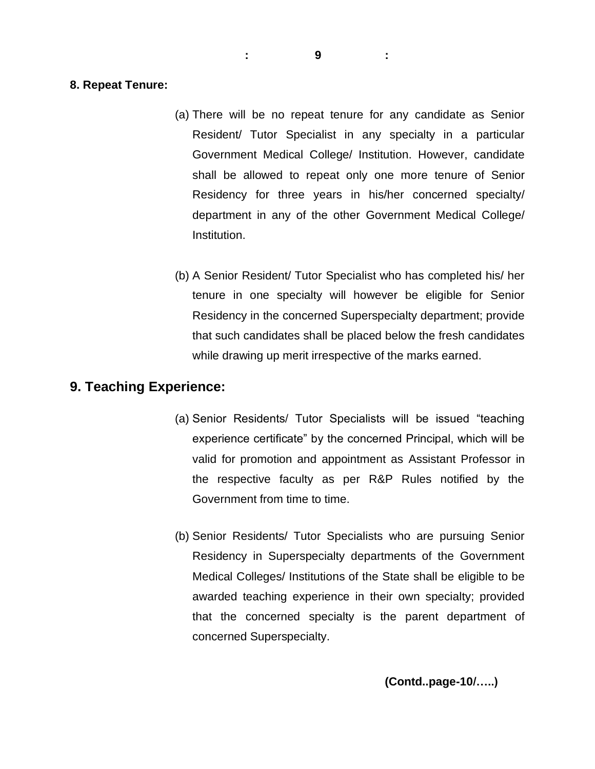**8. Repeat Tenure:**

(a) There will be no repeat tenure for any candidate as Senior Resident/ Tutor Specialist in any specialty in a particular Government Medical College/ Institution. However, candidate shall be allowed to repeat only one more tenure of Senior Residency for three years in his/her concerned specialty/ department in any of the other Government Medical College/ Institution.

(b) A Senior Resident/ Tutor Specialist who has completed his/ her tenure in one specialty will however be eligible for Senior Residency in the concerned Superspecialty department; provide that such candidates shall be placed below the fresh candidates while drawing up merit irrespective of the marks earned.

## 9. Teaching Experience:

(a) Senior Residents/ Tutor Specialists will be issued “teaching experience certificate” by the concerned Principal, which will be valid for promotion and appointment as Assistant Professor in the respective faculty as per R&P Rules notified by the Government from time to time.

(b) Senior Residents/ Tutor Specialists who are pursuing Senior Residency in Superspecialty departments of the Government Medical Colleges/ Institutions of the State shall be eligible to be awarded teaching experience in their own specialty; provided that the concerned specialty is the parent department of concerned Superspecialty.

**(Contd..page-10/…..)**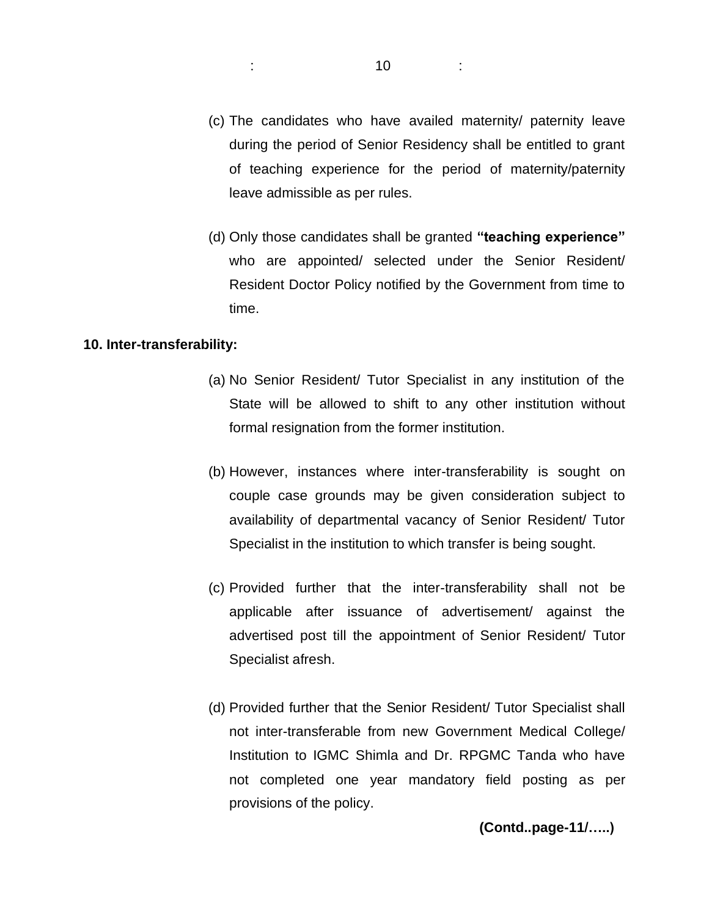(c) The candidates who have availed maternity/ paternity leave during the period of Senior Residency shall be entitled to grant of teaching experience for the period of maternity/paternity leave admissible as per rules.

(d) Only those candidates shall be granted **"teaching experience"** who are appointed/ selected under the Senior Resident/ Resident Doctor Policy notified by the Government from time to time.

**10. Inter-transferability:**

(a) No Senior Resident/ Tutor Specialist in any institution of the State will be allowed to shift to any other institution without formal resignation from the former institution.

(b) However, instances where inter-transferability is sought on couple case grounds may be given consideration subject to availability of departmental vacancy of Senior Resident/ Tutor Specialist in the institution to which transfer is being sought.

(c) Provided further that the inter-transferability shall not be applicable after issuance of advertisement/ against the advertised post till the appointment of Senior Resident/ Tutor Specialist afresh.

(d) Provided further that the Senior Resident/ Tutor Specialist shall not inter-transferable from new Government Medical College/ Institution to IGMC Shimla and Dr. RPGMC Tanda who have not completed one year mandatory field posting as per provisions of the policy.

**(Contd..page-11/…..)**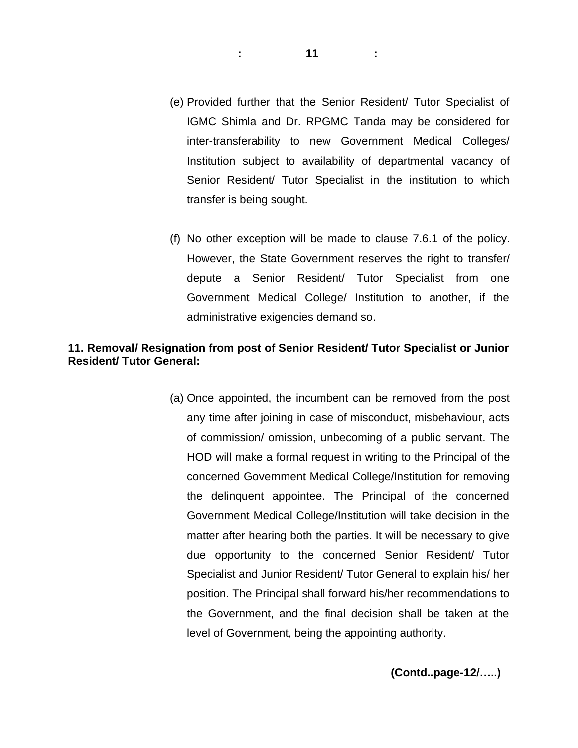(e) Provided further that the Senior Resident/ Tutor Specialist of IGMC Shimla and Dr. RPGMC Tanda may be considered for inter-transferability to new Government Medical Colleges/ Institution subject to availability of departmental vacancy of Senior Resident/ Tutor Specialist in the institution to which transfer is being sought.

(f) No other exception will be made to clause 7.6.1 of the policy. However, the State Government reserves the right to transfer/ depute a Senior Resident/ Tutor Specialist from one Government Medical College/ Institution to another, if the administrative exigencies demand so.

**11. Removal/ Resignation from post of Senior Resident/ Tutor Specialist or Junior Resident/ Tutor General:**

(a) Once appointed, the incumbent can be removed from the post any time after joining in case of misconduct, misbehaviour, acts of commission/ omission, unbecoming of a public servant. The HOD will make a formal request in writing to the Principal of the concerned Government Medical College/Institution for removing the delinquent appointee. The Principal of the concerned Government Medical College/Institution will take decision in the matter after hearing both the parties. It will be necessary to give due opportunity to the concerned Senior Resident/ Tutor Specialist and Junior Resident/ Tutor General to explain his/ her position. The Principal shall forward his/her recommendations to the Government, and the final decision shall be taken at the level of Government, being the appointing authority.

**(Contd..page-12/…..)**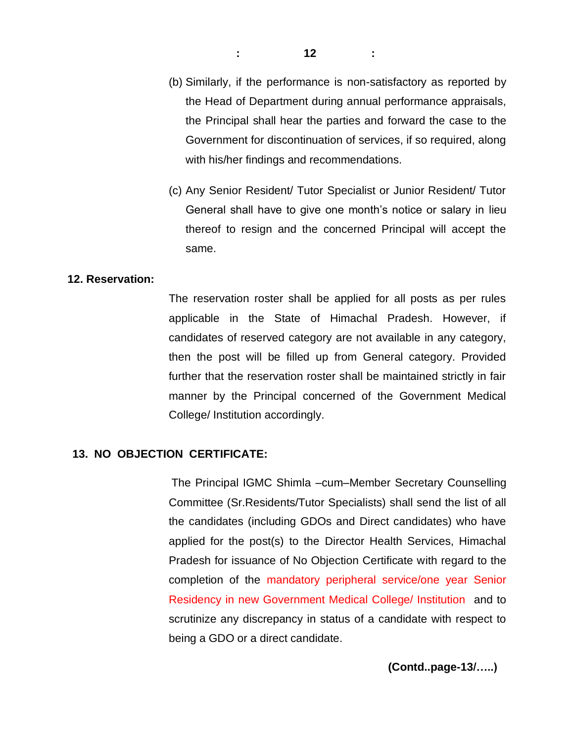(b) Similarly, if the performance is non-satisfactory as reported by the Head of Department during annual performance appraisals, the Principal shall hear the parties and forward the case to the Government for discontinuation of services, if so required, along with his/her findings and recommendations.

(c) Any Senior Resident/ Tutor Specialist or Junior Resident/ Tutor General shall have to give one month's notice or salary in lieu thereof to resign and the concerned Principal will accept the same.

**12. Reservation:**

The reservation roster shall be applied for all posts as per rules applicable in the State of Himachal Pradesh. However, if candidates of reserved category are not available in any category, then the post will be filled up from General category. Provided further that the reservation roster shall be maintained strictly in fair manner by the Principal concerned of the Government Medical College/ Institution accordingly.

**13. NO OBJECTION CERTIFICATE:**

The Principal IGMC Shimla –cum–Member Secretary Counselling Committee (Sr.Residents/Tutor Specialists) shall send the list of all the candidates (including GDOs and Direct candidates) who have applied for the post(s) to the Director Health Services, Himachal Pradesh for issuance of No Objection Certificate with regard to the completion of the mandatory peripheral service/one year Senior Residency in new Government Medical College/ Institution and to scrutinize any discrepancy in status of a candidate with respect to being a GDO or a direct candidate.

**(Contd..page-13/…..)**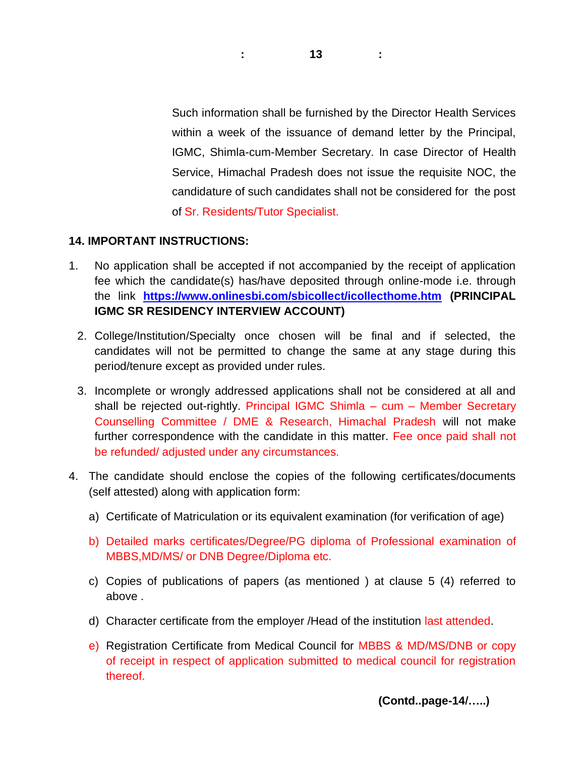Such information shall be furnished by the Director Health Services within a week of the issuance of demand letter by the Principal, IGMC, Shimla-cum-Member Secretary. In case Director of Health Service, Himachal Pradesh does not issue the requisite NOC, the candidature of such candidates shall not be considered for the post of Sr. Residents/Tutor Specialist.

**14. IMPORTANT INSTRUCTIONS:**

1. No application shall be accepted if not accompanied by the receipt of application fee which the candidate(s) has/have deposited through online-mode i.e. through the link **https://www.onlinesbi.com/sbicollect/icollecthome.htm** **(PRINCIPAL IGMC SR RESIDENCY INTERVIEW ACCOUNT)**

2. College/Institution/Specialty once chosen will be final and if selected, the candidates will not be permitted to change the same at any stage during this period/tenure except as provided under rules.

3. Incomplete or wrongly addressed applications shall not be considered at all and shall be rejected out-rightly. Principal IGMC Shimla – cum – Member Secretary Counselling Committee / DME & Research, Himachal Pradesh will not make further correspondence with the candidate in this matter. Fee once paid shall not be refunded/ adjusted under any circumstances.

4. The candidate should enclose the copies of the following certificates/documents (self attested) along with application form:

   a) Certificate of Matriculation or its equivalent examination (for verification of age)

   b) Detailed marks certificates/Degree/PG diploma of Professional examination of MBBS,MD/MS/ or DNB Degree/Diploma etc.

   c) Copies of publications of papers (as mentioned ) at clause 5 (4) referred to above .

   d) Character certificate from the employer /Head of the institution last attended.

   e) Registration Certificate from Medical Council for MBBS & MD/MS/DNB or copy of receipt in respect of application submitted to medical council for registration thereof.

**(Contd..page-14/…..)**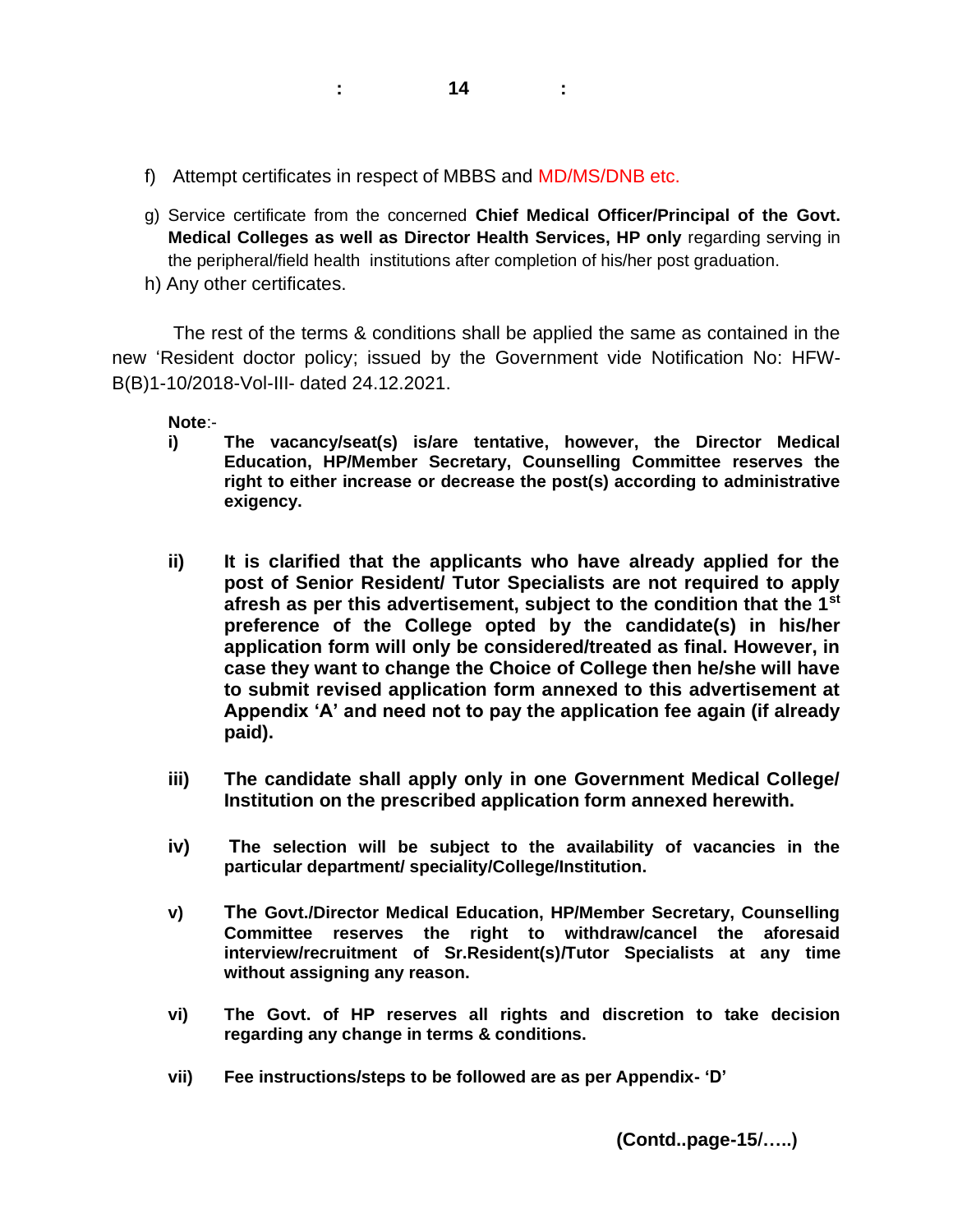f) Attempt certificates in respect of MBBS and MD/MS/DNB etc.

g) Service certificate from the concerned **Chief Medical Officer/Principal of the Govt. Medical Colleges as well as Director Health Services, HP only** regarding serving in the peripheral/field health institutions after completion of his/her post graduation.

h) Any other certificates.

The rest of the terms & conditions shall be applied the same as contained in the new 'Resident doctor policy; issued by the Government vide Notification No: HFW-B(B)1-10/2018-Vol-III- dated 24.12.2021.

**Note**:-

**i)** **The vacancy/seat(s) is/are tentative, however, the Director Medical Education, HP/Member Secretary, Counselling Committee reserves the right to either increase or decrease the post(s) according to administrative exigency.**

**ii)** **It is clarified that the applicants who have already applied for the post of Senior Resident/ Tutor Specialists are not required to apply afresh as per this advertisement, subject to the condition that the 1st preference of the College opted by the candidate(s) in his/her application form will only be considered/treated as final. However, in case they want to change the Choice of College then he/she will have to submit revised application form annexed to this advertisement at Appendix 'A' and need not to pay the application fee again (if already paid).**

**iii)** **The candidate shall apply only in one Government Medical College/ Institution on the prescribed application form annexed herewith.**

**iv)** **The selection will be subject to the availability of vacancies in the particular department/ speciality/College/Institution.**

**v)** **The Govt./Director Medical Education, HP/Member Secretary, Counselling Committee reserves the right to withdraw/cancel the aforesaid interview/recruitment of Sr.Resident(s)/Tutor Specialists at any time without assigning any reason.**

**vi)** **The Govt. of HP reserves all rights and discretion to take decision regarding any change in terms & conditions.**

**vii)** **Fee instructions/steps to be followed are as per Appendix- 'D'**

**(Contd..page-15/…..)**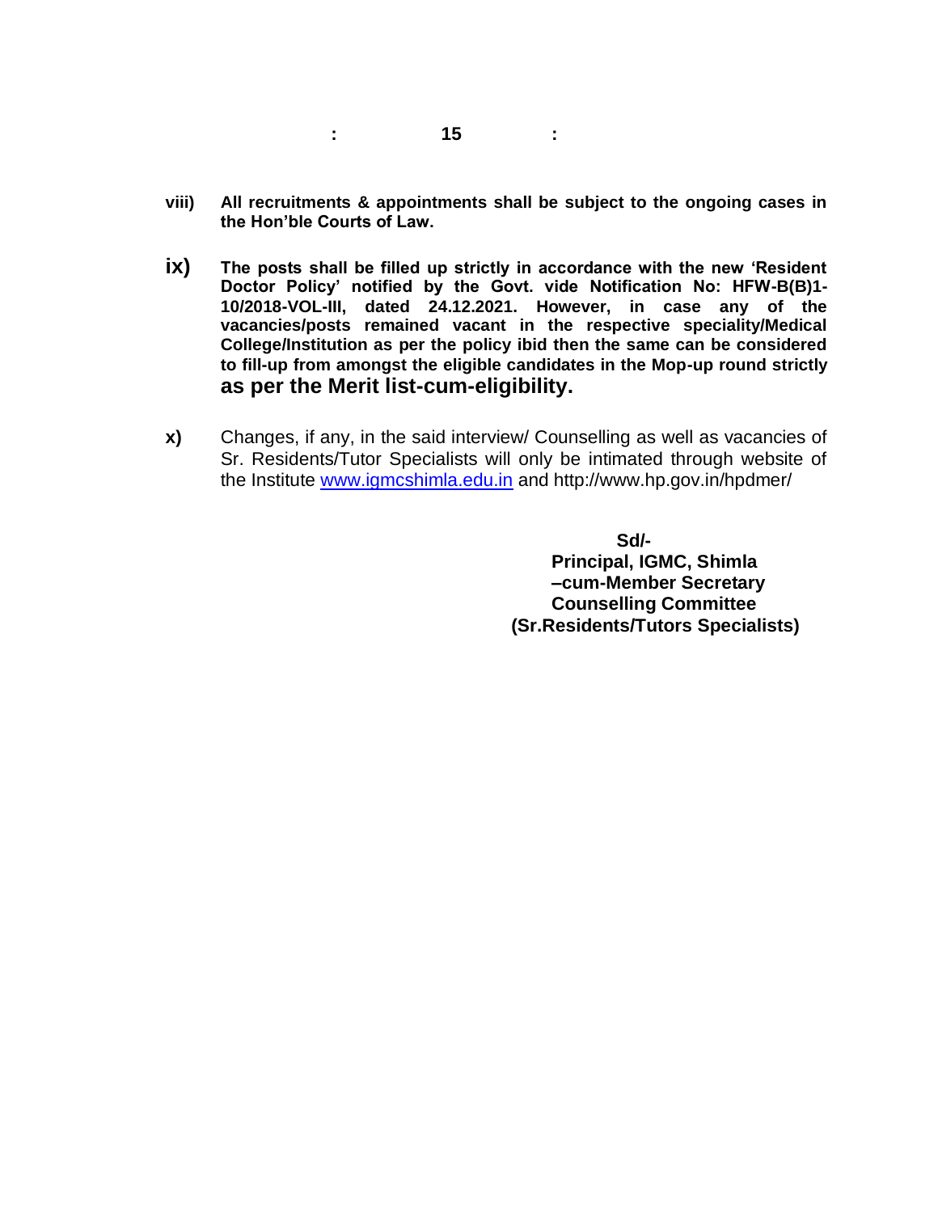**viii)** **All recruitments & appointments shall be subject to the ongoing cases in the Hon'ble Courts of Law.**

**ix)** **The posts shall be filled up strictly in accordance with the new 'Resident Doctor Policy' notified by the Govt. vide Notification No: HFW-B(B)1-10/2018-VOL-III, dated 24.12.2021. However, in case any of the vacancies/posts remained vacant in the respective speciality/Medical College/Institution as per the policy ibid then the same can be considered to fill-up from amongst the eligible candidates in the Mop-up round strictly as per the Merit list-cum-eligibility.**

**x)** Changes, if any, in the said interview/ Counselling as well as vacancies of Sr. Residents/Tutor Specialists will only be intimated through website of the Institute www.igmcshimla.edu.in and http://www.hp.gov.in/hpdmer/

**Sd/-**
**Principal, IGMC, Shimla**
**–cum-Member Secretary**
**Counselling Committee**
**(Sr.Residents/Tutors Specialists)**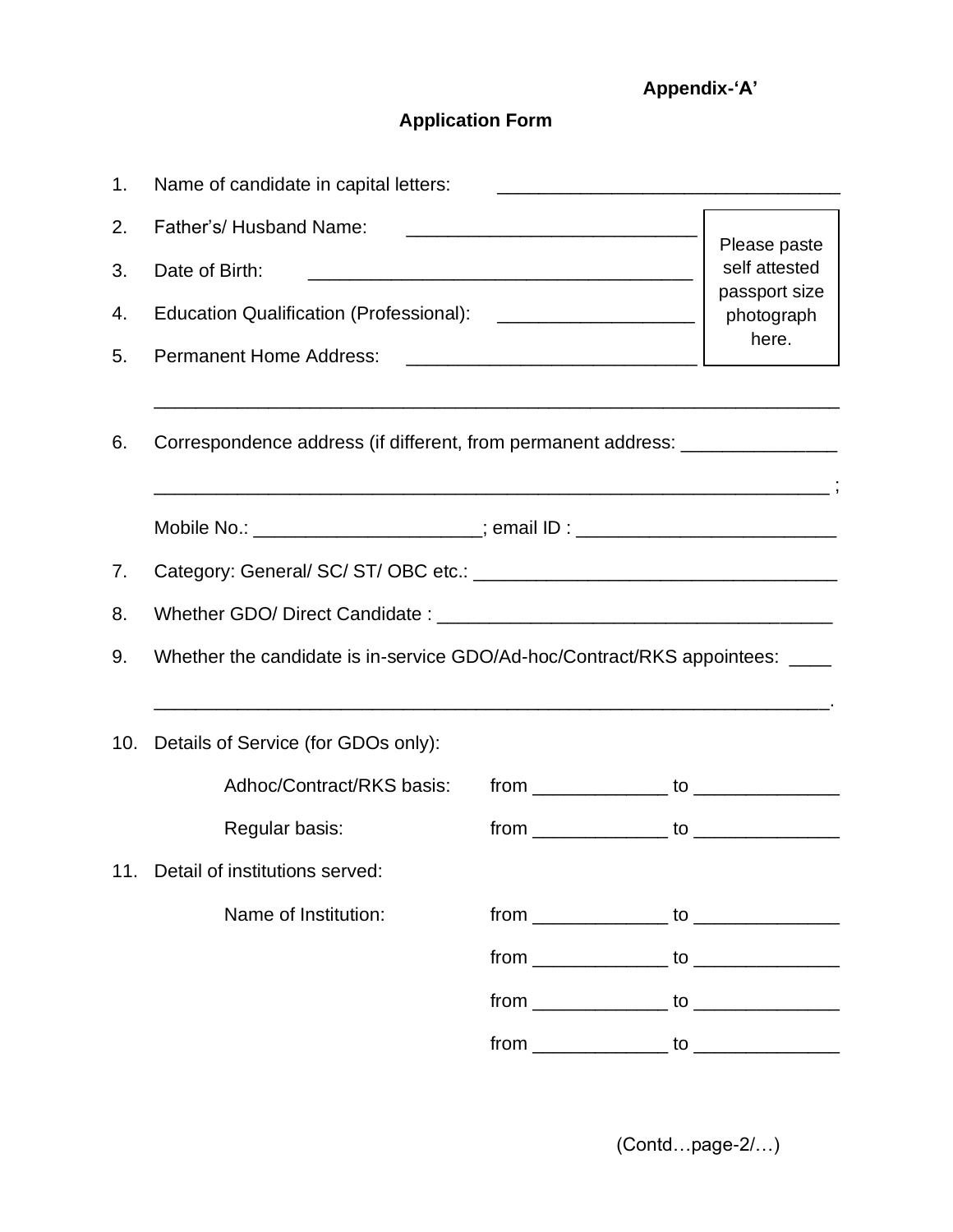**Appendix-'A'**

**Application Form**

1. Name of candidate in capital letters: ________________________________
2. Father's/ Husband Name: ___________________________
3. Date of Birth: ____________________________________
4. Education Qualification (Professional): __________________
5. Permanent Home Address: ___________________________

Please paste self attested passport size photograph here.

_________________________________________________________________

6. Correspondence address (if different, from permanent address: ______________

   _______________________________________________________________ ;

   Mobile No.: _____________________; email ID : ________________________

7. Category: General/ SC/ ST/ OBC etc.: __________________________________
8. Whether GDO/ Direct Candidate : _____________________________________
9. Whether the candidate is in-service GDO/Ad-hoc/Contract/RKS appointees: ____

   _______________________________________________________________.

10. Details of Service (for GDOs only):

    Adhoc/Contract/RKS basis: from ____________ to _____________

    Regular basis: from ____________ to _____________

11. Detail of institutions served:

    Name of Institution: from ____________ to _____________

    from ____________ to _____________

    from ____________ to _____________

    from ____________ to _____________

(Contd…page-2/…)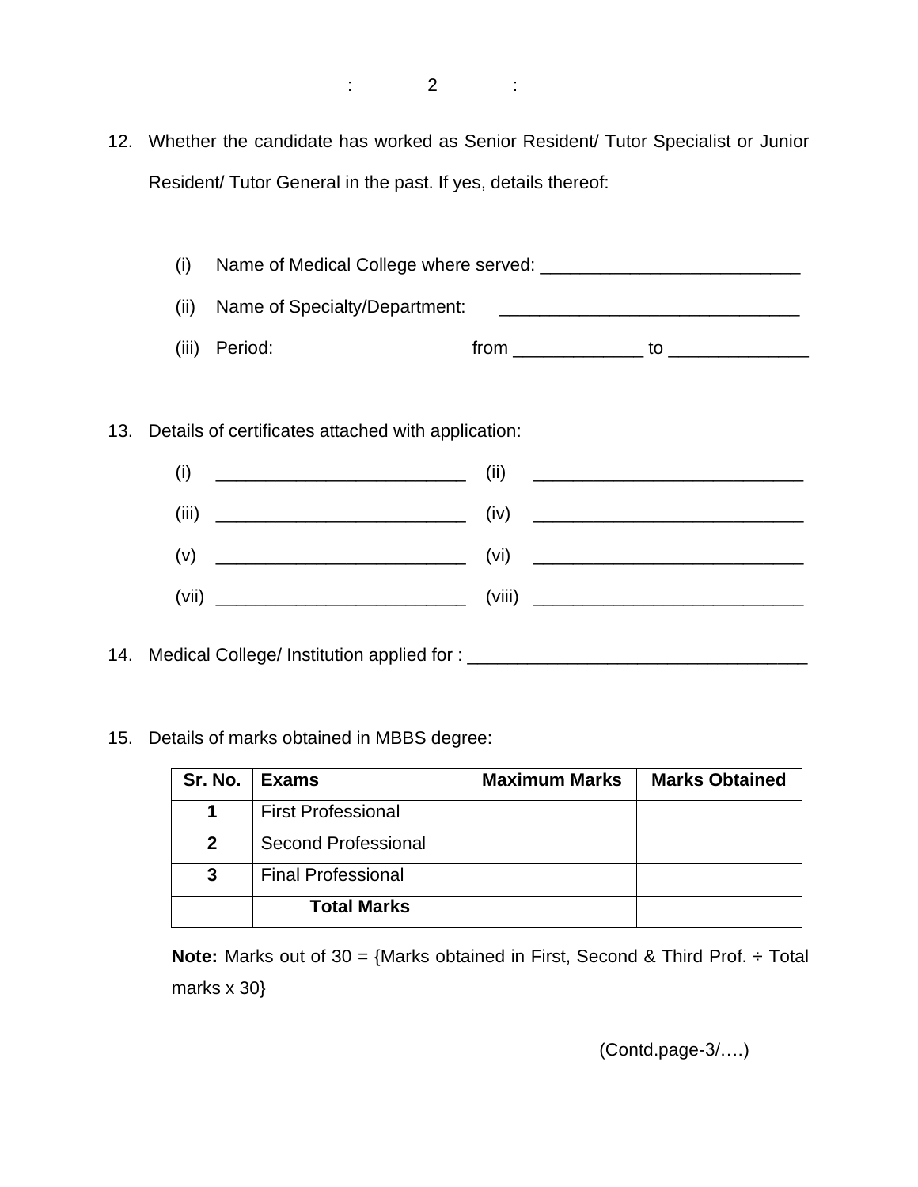12. Whether the candidate has worked as Senior Resident/ Tutor Specialist or Junior Resident/ Tutor General in the past. If yes, details thereof:

    (i) Name of Medical College where served: __________________________

    (ii) Name of Specialty/Department: ______________________________

    (iii) Period: from _____________ to ______________

13. Details of certificates attached with application:

    (i) _________________________ (ii) ___________________________

    (iii) _________________________ (iv) ___________________________

    (v) _________________________ (vi) ___________________________

    (vii) _________________________ (viii) ___________________________

14. Medical College/ Institution applied for : __________________________________

15. Details of marks obtained in MBBS degree:

| Sr. No. | Exams | Maximum Marks | Marks Obtained |
|---|---|---|---|
| **1** | First Professional | | |
| **2** | Second Professional | | |
| **3** | Final Professional | | |
| | **Total Marks** | | |

**Note:** Marks out of 30 = {Marks obtained in First, Second & Third Prof. ÷ Total marks x 30}

(Contd.page-3/….)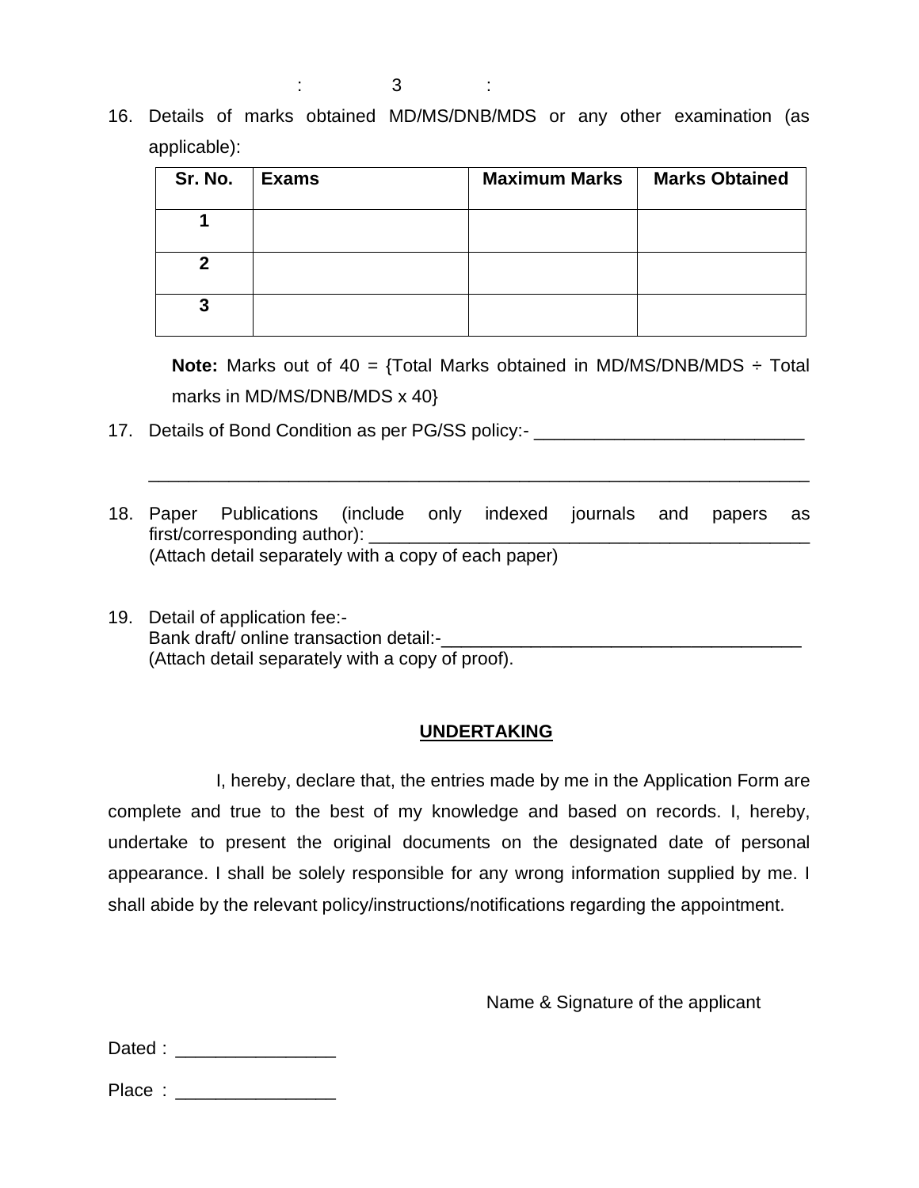16. Details of marks obtained MD/MS/DNB/MDS or any other examination (as applicable):

| Sr. No. | Exams | Maximum Marks | Marks Obtained |
|---|---|---|---|
| 1 | | | |
| 2 | | | |
| 3 | | | |

**Note:** Marks out of 40 = {Total Marks obtained in MD/MS/DNB/MDS ÷ Total marks in MD/MS/DNB/MDS x 40}

17. Details of Bond Condition as per PG/SS policy:- ___________________________

_____________________________________________________________________

18. Paper Publications (include only indexed journals and papers as first/corresponding author): ______________________________________________
(Attach detail separately with a copy of each paper)

19. Detail of application fee:-
Bank draft/ online transaction detail:-____________________________________
(Attach detail separately with a copy of proof).

**UNDERTAKING**

I, hereby, declare that, the entries made by me in the Application Form are complete and true to the best of my knowledge and based on records. I, hereby, undertake to present the original documents on the designated date of personal appearance. I shall be solely responsible for any wrong information supplied by me. I shall abide by the relevant policy/instructions/notifications regarding the appointment.

Name & Signature of the applicant

Dated : ________________

Place : ________________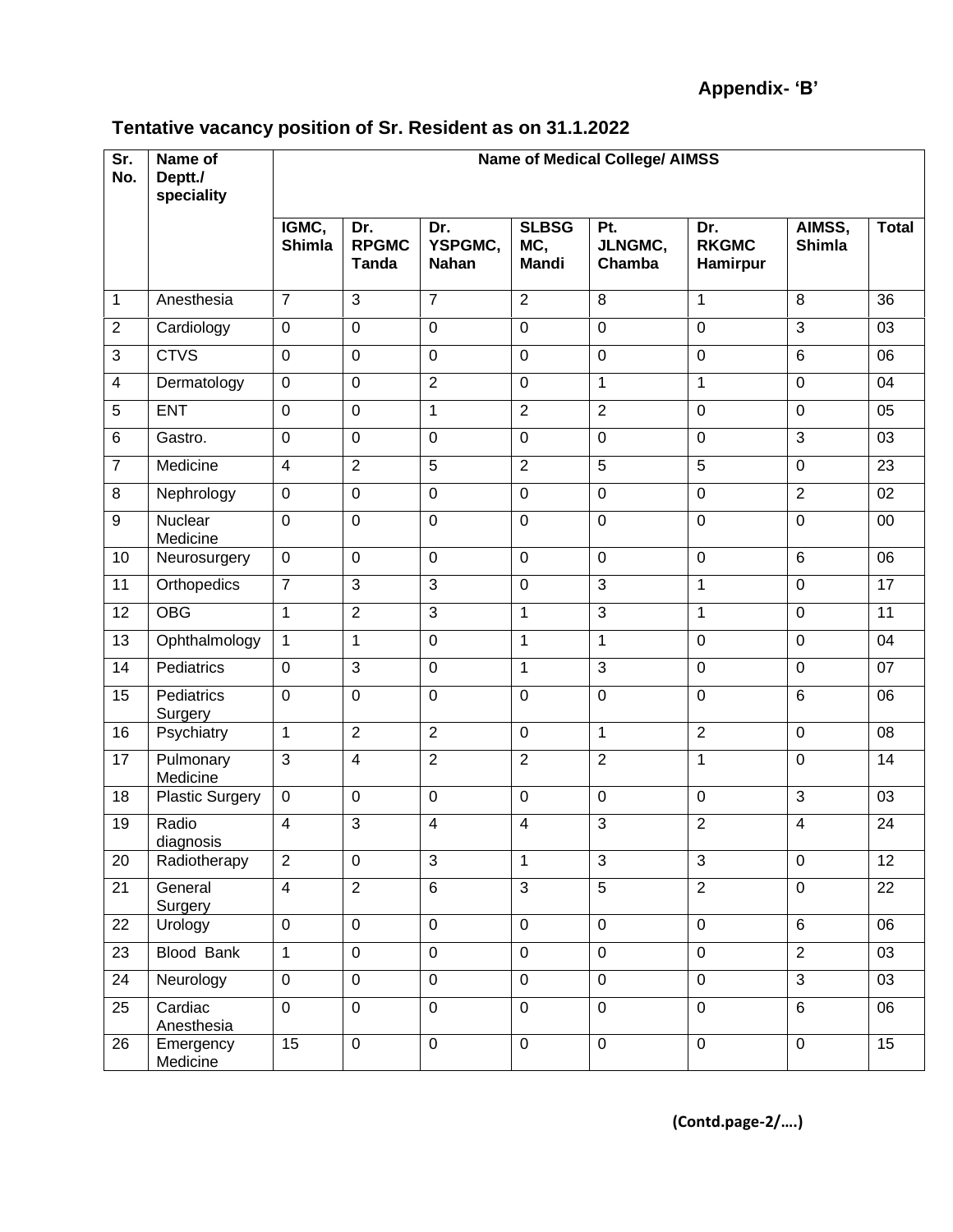**Appendix- 'B'**

## Tentative vacancy position of Sr. Resident as on 31.1.2022

| Sr. No. | Name of Deptt./ speciality | Name of Medical College/ AIMSS | | | | | | | |
|---|---|---|---|---|---|---|---|---|---|
| | | IGMC, Shimla | Dr. RPGMC Tanda | Dr. YSPGMC, Nahan | SLBSG MC, Mandi | Pt. JLNGMC, Chamba | Dr. RKGMC Hamirpur | AIMSS, Shimla | Total |
| 1 | Anesthesia | 7 | 3 | 7 | 2 | 8 | 1 | 8 | 36 |
| 2 | Cardiology | 0 | 0 | 0 | 0 | 0 | 0 | 3 | 03 |
| 3 | CTVS | 0 | 0 | 0 | 0 | 0 | 0 | 6 | 06 |
| 4 | Dermatology | 0 | 0 | 2 | 0 | 1 | 1 | 0 | 04 |
| 5 | ENT | 0 | 0 | 1 | 2 | 2 | 0 | 0 | 05 |
| 6 | Gastro. | 0 | 0 | 0 | 0 | 0 | 0 | 3 | 03 |
| 7 | Medicine | 4 | 2 | 5 | 2 | 5 | 5 | 0 | 23 |
| 8 | Nephrology | 0 | 0 | 0 | 0 | 0 | 0 | 2 | 02 |
| 9 | Nuclear Medicine | 0 | 0 | 0 | 0 | 0 | 0 | 0 | 00 |
| 10 | Neurosurgery | 0 | 0 | 0 | 0 | 0 | 0 | 6 | 06 |
| 11 | Orthopedics | 7 | 3 | 3 | 0 | 3 | 1 | 0 | 17 |
| 12 | OBG | 1 | 2 | 3 | 1 | 3 | 1 | 0 | 11 |
| 13 | Ophthalmology | 1 | 1 | 0 | 1 | 1 | 0 | 0 | 04 |
| 14 | Pediatrics | 0 | 3 | 0 | 1 | 3 | 0 | 0 | 07 |
| 15 | Pediatrics Surgery | 0 | 0 | 0 | 0 | 0 | 0 | 6 | 06 |
| 16 | Psychiatry | 1 | 2 | 2 | 0 | 1 | 2 | 0 | 08 |
| 17 | Pulmonary Medicine | 3 | 4 | 2 | 2 | 2 | 1 | 0 | 14 |
| 18 | Plastic Surgery | 0 | 0 | 0 | 0 | 0 | 0 | 3 | 03 |
| 19 | Radio diagnosis | 4 | 3 | 4 | 4 | 3 | 2 | 4 | 24 |
| 20 | Radiotherapy | 2 | 0 | 3 | 1 | 3 | 3 | 0 | 12 |
| 21 | General Surgery | 4 | 2 | 6 | 3 | 5 | 2 | 0 | 22 |
| 22 | Urology | 0 | 0 | 0 | 0 | 0 | 0 | 6 | 06 |
| 23 | Blood Bank | 1 | 0 | 0 | 0 | 0 | 0 | 2 | 03 |
| 24 | Neurology | 0 | 0 | 0 | 0 | 0 | 0 | 3 | 03 |
| 25 | Cardiac Anesthesia | 0 | 0 | 0 | 0 | 0 | 0 | 6 | 06 |
| 26 | Emergency Medicine | 15 | 0 | 0 | 0 | 0 | 0 | 0 | 15 |

**(Contd.page-2/….)**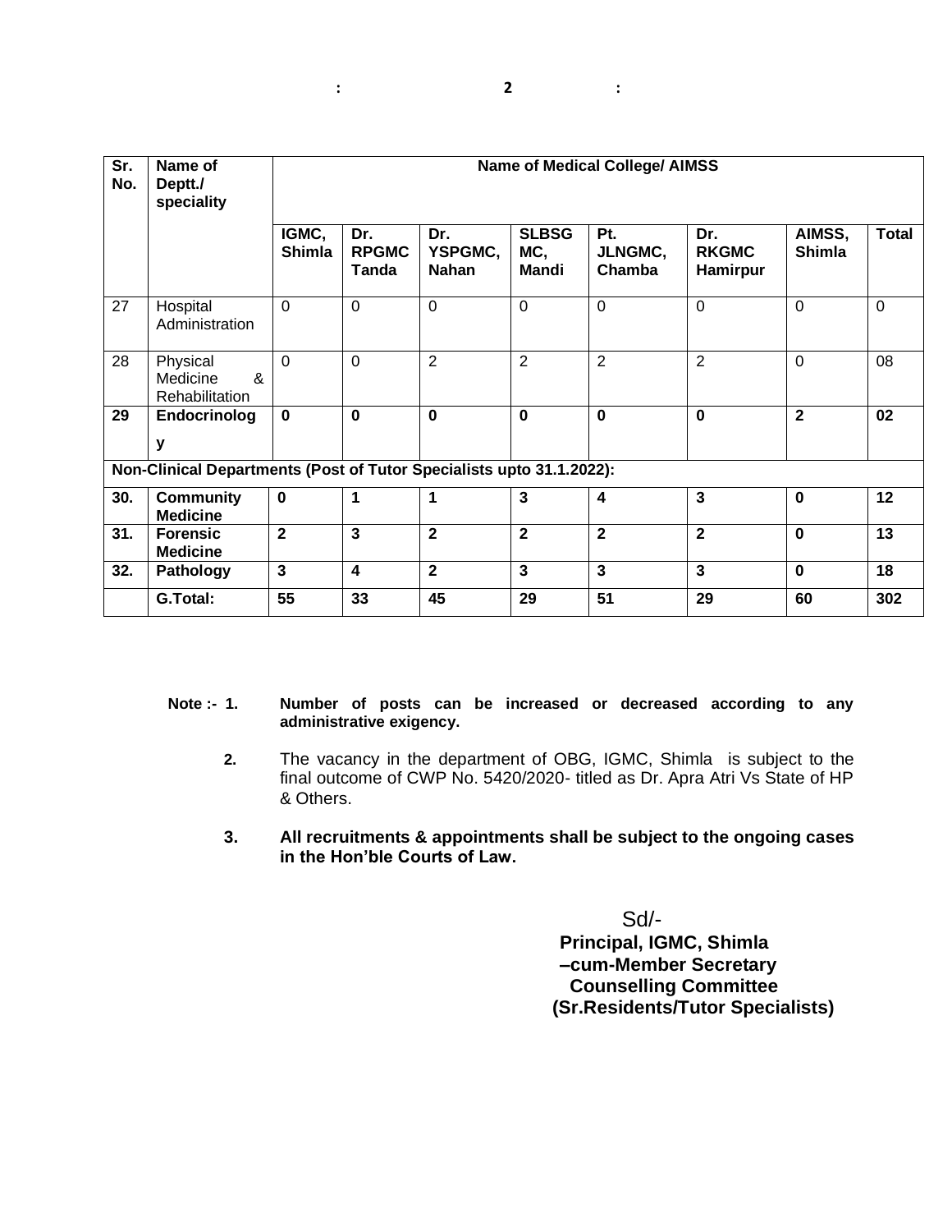| Sr. No. | Name of Deptt./ speciality | Name of Medical College/ AIMSS | | | | | | | |
|---|---|---|---|---|---|---|---|---|---|
| | | IGMC, Shimla | Dr. RPGMC Tanda | Dr. YSPGMC, Nahan | SLBSG MC, Mandi | Pt. JLNGMC, Chamba | Dr. RKGMC Hamirpur | AIMSS, Shimla | Total |
| 27 | Hospital Administration | 0 | 0 | 0 | 0 | 0 | 0 | 0 | 0 |
| 28 | Physical Medicine & Rehabilitation | 0 | 0 | 2 | 2 | 2 | 2 | 0 | 08 |
| **29** | **Endocrinology** | **0** | **0** | **0** | **0** | **0** | **0** | **2** | **02** |
| **Non-Clinical Departments (Post of Tutor Specialists upto 31.1.2022):** | | | | | | | | | |
| **30.** | **Community Medicine** | **0** | **1** | **1** | **3** | **4** | **3** | **0** | **12** |
| **31.** | **Forensic Medicine** | **2** | **3** | **2** | **2** | **2** | **2** | **0** | **13** |
| **32.** | **Pathology** | **3** | **4** | **2** | **3** | **3** | **3** | **0** | **18** |
| | **G.Total:** | **55** | **33** | **45** | **29** | **51** | **29** | **60** | **302** |

**Note :- 1. Number of posts can be increased or decreased according to any administrative exigency.**

**2.** The vacancy in the department of OBG, IGMC, Shimla is subject to the final outcome of CWP No. 5420/2020- titled as Dr. Apra Atri Vs State of HP & Others.

**3. All recruitments & appointments shall be subject to the ongoing cases in the Hon'ble Courts of Law.**

Sd/-
**Principal, IGMC, Shimla**
**–cum-Member Secretary**
**Counselling Committee**
**(Sr.Residents/Tutor Specialists)**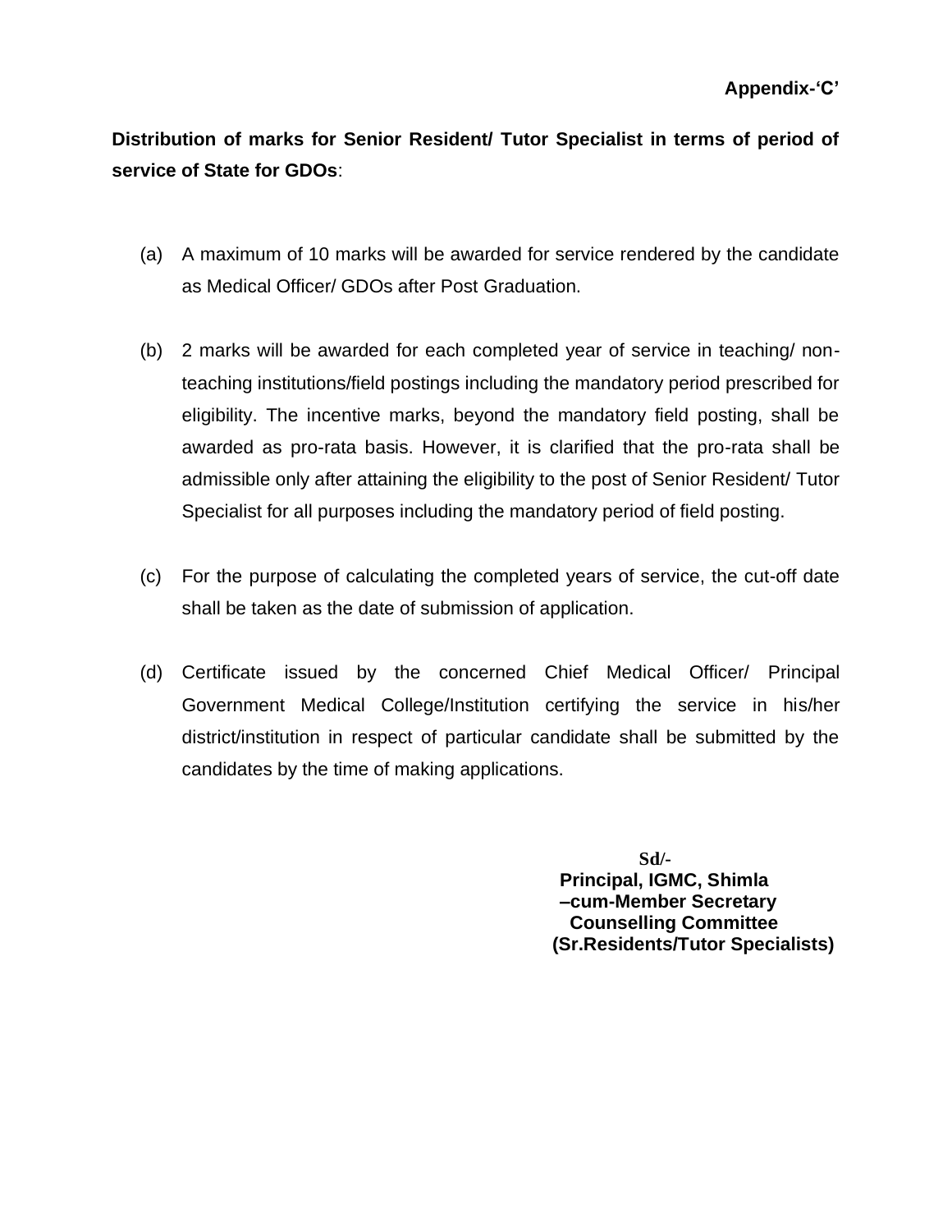**Appendix-'C'**

**Distribution of marks for Senior Resident/ Tutor Specialist in terms of period of service of State for GDOs**:

(a) A maximum of 10 marks will be awarded for service rendered by the candidate as Medical Officer/ GDOs after Post Graduation.

(b) 2 marks will be awarded for each completed year of service in teaching/ non-teaching institutions/field postings including the mandatory period prescribed for eligibility. The incentive marks, beyond the mandatory field posting, shall be awarded as pro-rata basis. However, it is clarified that the pro-rata shall be admissible only after attaining the eligibility to the post of Senior Resident/ Tutor Specialist for all purposes including the mandatory period of field posting.

(c) For the purpose of calculating the completed years of service, the cut-off date shall be taken as the date of submission of application.

(d) Certificate issued by the concerned Chief Medical Officer/ Principal Government Medical College/Institution certifying the service in his/her district/institution in respect of particular candidate shall be submitted by the candidates by the time of making applications.

Sd/-
**Principal, IGMC, Shimla**
**–cum-Member Secretary**
**Counselling Committee**
**(Sr.Residents/Tutor Specialists)**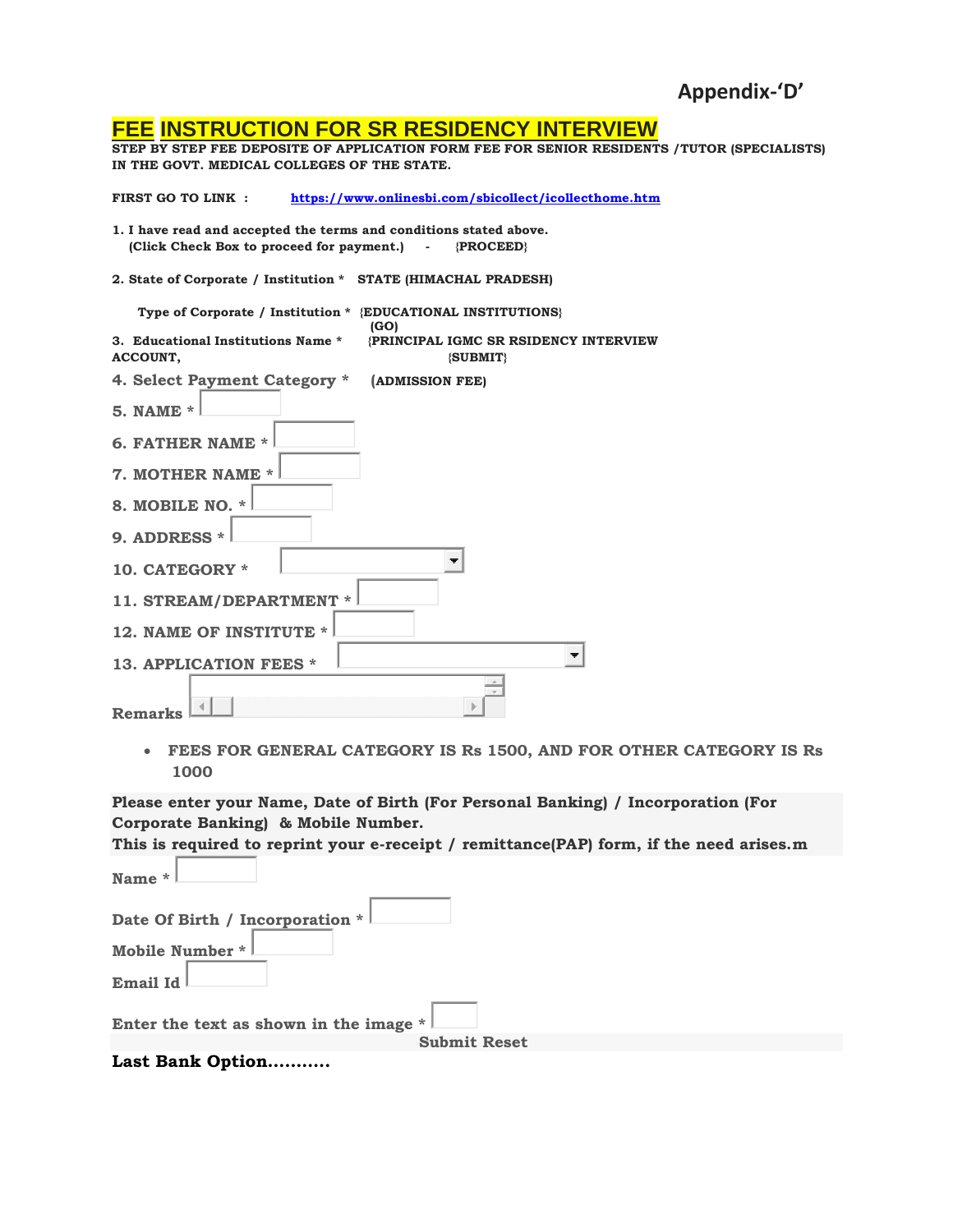**Appendix-'D'**

# FEE INSTRUCTION FOR SR RESIDENCY INTERVIEW

**STEP BY STEP FEE DEPOSITE OF APPLICATION FORM FEE FOR SENIOR RESIDENTS /TUTOR (SPECIALISTS) IN THE GOVT. MEDICAL COLLEGES OF THE STATE.**

**FIRST GO TO LINK :** https://www.onlinesbi.com/sbicollect/icollecthome.htm

**1. I have read and accepted the terms and conditions stated above.
(Click Check Box to proceed for payment.) - {PROCEED}**

**2. State of Corporate / Institution * STATE (HIMACHAL PRADESH)**

**Type of Corporate / Institution * {EDUCATIONAL INSTITUTIONS}
(GO)**

**3. Educational Institutions Name * {PRINCIPAL IGMC SR RSIDENCY INTERVIEW ACCOUNT, {SUBMIT}**

**4. Select Payment Category * (ADMISSION FEE)**

**5. NAME ***

**6. FATHER NAME ***

**7. MOTHER NAME ***

**8. MOBILE NO. ***

**9. ADDRESS ***

**10. CATEGORY ***

**11. STREAM/DEPARTMENT ***

**12. NAME OF INSTITUTE ***

**13. APPLICATION FEES ***

**Remarks**

- **FEES FOR GENERAL CATEGORY IS Rs 1500, AND FOR OTHER CATEGORY IS Rs 1000**

**Please enter your Name, Date of Birth (For Personal Banking) / Incorporation (For Corporate Banking) & Mobile Number.
This is required to reprint your e-receipt / remittance(PAP) form, if the need arises.m**

**Name ***

**Date Of Birth / Incorporation ***

**Mobile Number ***

**Email Id**

**Enter the text as shown in the image ***

**Submit Reset**

**Last Bank Option...........**